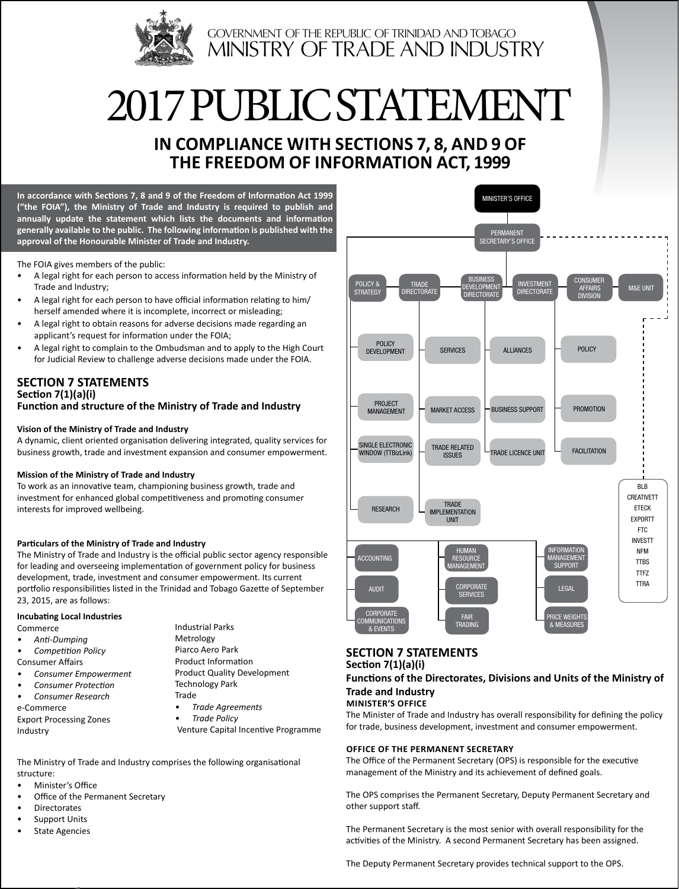GOVERNMENT OF THE REPUBLIC OF TRINIDAD AND TOBAGO
MINISTRY OF TRADE AND INDUSTRY

# 2017 PUBLIC STATEMENT

## IN COMPLIANCE WITH SECTIONS 7, 8, AND 9 OF THE FREEDOM OF INFORMATION ACT, 1999

**In accordance with Sections 7, 8 and 9 of the Freedom of Information Act 1999 ("the FOIA"), the Ministry of Trade and Industry is required to publish and annually update the statement which lists the documents and information generally available to the public. The following information is published with the approval of the Honourable Minister of Trade and Industry.**

The FOIA gives members of the public:

- A legal right for each person to access information held by the Ministry of Trade and Industry;
- A legal right for each person to have official information relating to him/herself amended where it is incomplete, incorrect or misleading;
- A legal right to obtain reasons for adverse decisions made regarding an applicant's request for information under the FOIA;
- A legal right to complain to the Ombudsman and to apply to the High Court for Judicial Review to challenge adverse decisions made under the FOIA.

## SECTION 7 STATEMENTS

### Section 7(1)(a)(i)

### Function and structure of the Ministry of Trade and Industry

**Vision of the Ministry of Trade and Industry**

A dynamic, client oriented organisation delivering integrated, quality services for business growth, trade and investment expansion and consumer empowerment.

**Mission of the Ministry of Trade and Industry**

To work as an innovative team, championing business growth, trade and investment for enhanced global competitiveness and promoting consumer interests for improved wellbeing.

**Particulars of the Ministry of Trade and Industry**

The Ministry of Trade and Industry is the official public sector agency responsible for leading and overseeing implementation of government policy for business development, trade, investment and consumer empowerment. Its current portfolio responsibilities listed in the Trinidad and Tobago Gazette of September 23, 2015, are as follows:

**Incubating Local Industries**

Commerce
- *Anti-Dumping*
- *Competition Policy*

Consumer Affairs
- *Consumer Empowerment*
- *Consumer Protection*
- *Consumer Research*

e-Commerce
Export Processing Zones
Industry
Industrial Parks
Metrology
Piarco Aero Park
Product Information
Product Quality Development
Technology Park
Trade
- *Trade Agreements*
- *Trade Policy*

Venture Capital Incentive Programme

The Ministry of Trade and Industry comprises the following organisational structure:

- Minister's Office
- Office of the Permanent Secretary
- Directorates
- Support Units
- State Agencies

MINISTER'S OFFICE
PERMANENT SECRETARY'S OFFICE

POLICY & STRATEGY: Policy Development; Project Management; Single Electronic Window (TTBizLink); Research
TRADE DIRECTORATE: Services; Market Access; Trade Related Issues; Trade Implementation Unit
BUSINESS DEVELOPMENT DIRECTORATE: Alliances; Business Support; Trade Licence Unit
INVESTMENT DIRECTORATE: Policy; Promotion; Facilitation
CONSUMER AFFAIRS DIVISION
M&E UNIT

Accounting; Audit; Corporate Communications & Events
Human Resource Management; Corporate Services; Fair Trading
Information Management Support; Legal; Price Weights & Measures

BLB, CREATIVETT, ETECK, EXPORTT, FTC, INVESTT, NFM, TTBS, TTFZ, TTRA

## SECTION 7 STATEMENTS

### Section 7(1)(a)(i)

### Functions of the Directorates, Divisions and Units of the Ministry of Trade and Industry

**MINISTER'S OFFICE**

The Minister of Trade and Industry has overall responsibility for defining the policy for trade, business development, investment and consumer empowerment.

**OFFICE OF THE PERMANENT SECRETARY**

The Office of the Permanent Secretary (OPS) is responsible for the executive management of the Ministry and its achievement of defined goals.

The OPS comprises the Permanent Secretary, Deputy Permanent Secretary and other support staff.

The Permanent Secretary is the most senior with overall responsibility for the activities of the Ministry. A second Permanent Secretary has been assigned.

The Deputy Permanent Secretary provides technical support to the OPS.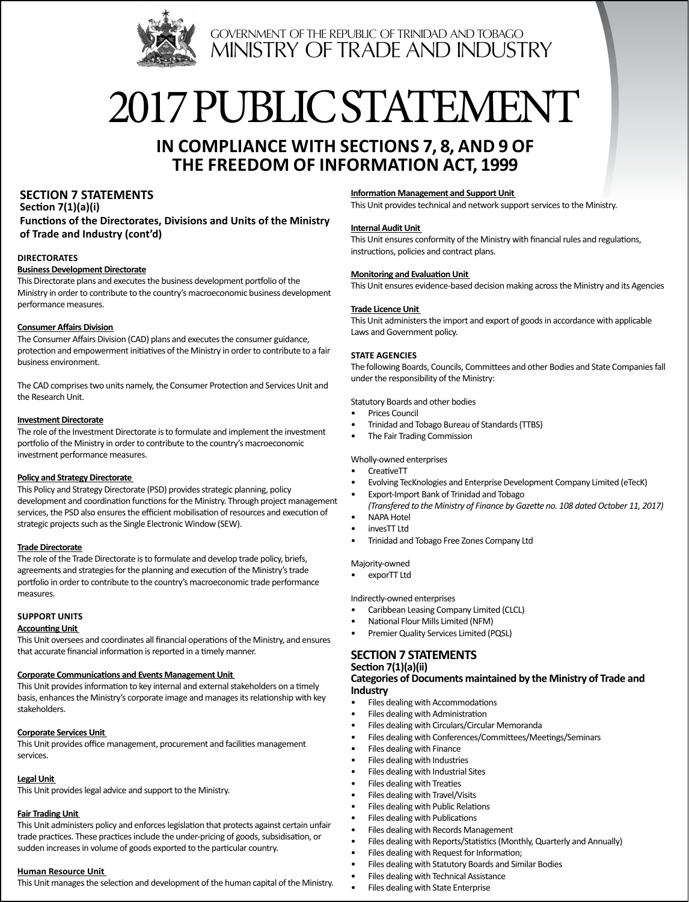GOVERNMENT OF THE REPUBLIC OF TRINIDAD AND TOBAGO
MINISTRY OF TRADE AND INDUSTRY

# 2017 PUBLIC STATEMENT

## IN COMPLIANCE WITH SECTIONS 7, 8, AND 9 OF THE FREEDOM OF INFORMATION ACT, 1999

## SECTION 7 STATEMENTS

### Section 7(1)(a)(i)

### Functions of the Directorates, Divisions and Units of the Ministry of Trade and Industry (cont'd)

**DIRECTORATES**

**Business Development Directorate**

This Directorate plans and executes the business development portfolio of the Ministry in order to contribute to the country's macroeconomic business development performance measures.

**Consumer Affairs Division**

The Consumer Affairs Division (CAD) plans and executes the consumer guidance, protection and empowerment initiatives of the Ministry in order to contribute to a fair business environment.

The CAD comprises two units namely, the Consumer Protection and Services Unit and the Research Unit.

**Investment Directorate**

The role of the Investment Directorate is to formulate and implement the investment portfolio of the Ministry in order to contribute to the country's macroeconomic investment performance measures.

**Policy and Strategy Directorate**

This Policy and Strategy Directorate (PSD) provides strategic planning, policy development and coordination functions for the Ministry. Through project management services, the PSD also ensures the efficient mobilisation of resources and execution of strategic projects such as the Single Electronic Window (SEW).

**Trade Directorate**

The role of the Trade Directorate is to formulate and develop trade policy, briefs, agreements and strategies for the planning and execution of the Ministry's trade portfolio in order to contribute to the country's macroeconomic trade performance measures.

**SUPPORT UNITS**

**Accounting Unit**

This Unit oversees and coordinates all financial operations of the Ministry, and ensures that accurate financial information is reported in a timely manner.

**Corporate Communications and Events Management Unit**

This Unit provides information to key internal and external stakeholders on a timely basis, enhances the Ministry's corporate image and manages its relationship with key stakeholders.

**Corporate Services Unit**

This Unit provides office management, procurement and facilities management services.

**Legal Unit**

This Unit provides legal advice and support to the Ministry.

**Fair Trading Unit**

This Unit administers policy and enforces legislation that protects against certain unfair trade practices. These practices include the under-pricing of goods, subsidisation, or sudden increases in volume of goods exported to the particular country.

**Human Resource Unit**

This Unit manages the selection and development of the human capital of the Ministry.

**Information Management and Support Unit**

This Unit provides technical and network support services to the Ministry.

**Internal Audit Unit**

This Unit ensures conformity of the Ministry with financial rules and regulations, instructions, policies and contract plans.

**Monitoring and Evaluation Unit**

This Unit ensures evidence-based decision making across the Ministry and its Agencies

**Trade Licence Unit**

This Unit administers the import and export of goods in accordance with applicable Laws and Government policy.

**STATE AGENCIES**

The following Boards, Councils, Committees and other Bodies and State Companies fall under the responsibility of the Ministry:

Statutory Boards and other bodies

- Prices Council
- Trinidad and Tobago Bureau of Standards (TTBS)
- The Fair Trading Commission

Wholly-owned enterprises

- CreativeTT
- Evolving TecKnologies and Enterprise Development Company Limited (eTecK)
- Export-Import Bank of Trinidad and Tobago
  *(Transfered to the Ministry of Finance by Gazette no. 108 dated October 11, 2017)*
- NAPA Hotel
- invesTT Ltd
- Trinidad and Tobago Free Zones Company Ltd

Majority-owned

- exporTT Ltd

Indirectly-owned enterprises

- Caribbean Leasing Company Limited (CLCL)
- National Flour Mills Limited (NFM)
- Premier Quality Services Limited (PQSL)

## SECTION 7 STATEMENTS

### Section 7(1)(a)(ii)

### Categories of Documents maintained by the Ministry of Trade and Industry

- Files dealing with Accommodations
- Files dealing with Administration
- Files dealing with Circulars/Circular Memoranda
- Files dealing with Conferences/Committees/Meetings/Seminars
- Files dealing with Finance
- Files dealing with Industries
- Files dealing with Industrial Sites
- Files dealing with Treaties
- Files dealing with Travel/Visits
- Files dealing with Public Relations
- Files dealing with Publications
- Files dealing with Records Management
- Files dealing with Reports/Statistics (Monthly, Quarterly and Annually)
- Files dealing with Request for Information;
- Files dealing with Statutory Boards and Similar Bodies
- Files dealing with Technical Assistance
- Files dealing with State Enterprise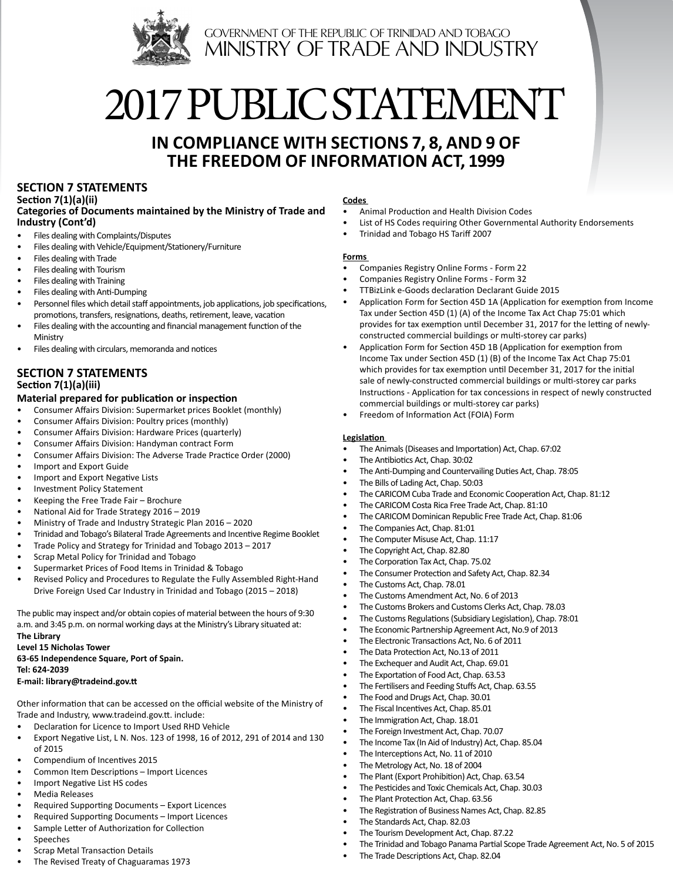GOVERNMENT OF THE REPUBLIC OF TRINIDAD AND TOBAGO
MINISTRY OF TRADE AND INDUSTRY

# 2017 PUBLIC STATEMENT

## IN COMPLIANCE WITH SECTIONS 7, 8, AND 9 OF THE FREEDOM OF INFORMATION ACT, 1999

## SECTION 7 STATEMENTS

### Section 7(1)(a)(ii)

### Categories of Documents maintained by the Ministry of Trade and Industry (Cont'd)

- Files dealing with Complaints/Disputes
- Files dealing with Vehicle/Equipment/Stationery/Furniture
- Files dealing with Trade
- Files dealing with Tourism
- Files dealing with Training
- Files dealing with Anti-Dumping
- Personnel files which detail staff appointments, job applications, job specifications, promotions, transfers, resignations, deaths, retirement, leave, vacation
- Files dealing with the accounting and financial management function of the Ministry
- Files dealing with circulars, memoranda and notices

## SECTION 7 STATEMENTS

### Section 7(1)(a)(iii)

### Material prepared for publication or inspection

- Consumer Affairs Division: Supermarket prices Booklet (monthly)
- Consumer Affairs Division: Poultry prices (monthly)
- Consumer Affairs Division: Hardware Prices (quarterly)
- Consumer Affairs Division: Handyman contract Form
- Consumer Affairs Division: The Adverse Trade Practice Order (2000)
- Import and Export Guide
- Import and Export Negative Lists
- Investment Policy Statement
- Keeping the Free Trade Fair – Brochure
- National Aid for Trade Strategy 2016 – 2019
- Ministry of Trade and Industry Strategic Plan 2016 – 2020
- Trinidad and Tobago's Bilateral Trade Agreements and Incentive Regime Booklet
- Trade Policy and Strategy for Trinidad and Tobago 2013 – 2017
- Scrap Metal Policy for Trinidad and Tobago
- Supermarket Prices of Food Items in Trinidad & Tobago
- Revised Policy and Procedures to Regulate the Fully Assembled Right-Hand Drive Foreign Used Car Industry in Trinidad and Tobago (2015 – 2018)

The public may inspect and/or obtain copies of material between the hours of 9:30 a.m. and 3:45 p.m. on normal working days at the Ministry's Library situated at:
**The Library**
**Level 15 Nicholas Tower**
**63-65 Independence Square, Port of Spain.**
**Tel: 624-2039**
**E-mail: library@tradeind.gov.tt**

Other information that can be accessed on the official website of the Ministry of Trade and Industry, www.tradeind.gov.tt. include:

- Declaration for Licence to Import Used RHD Vehicle
- Export Negative List, L N. Nos. 123 of 1998, 16 of 2012, 291 of 2014 and 130 of 2015
- Compendium of Incentives 2015
- Common Item Descriptions – Import Licences
- Import Negative List HS codes
- Media Releases
- Required Supporting Documents – Export Licences
- Required Supporting Documents – Import Licences
- Sample Letter of Authorization for Collection
- Speeches
- Scrap Metal Transaction Details
- The Revised Treaty of Chaguaramas 1973

**Codes**

- Animal Production and Health Division Codes
- List of HS Codes requiring Other Governmental Authority Endorsements
- Trinidad and Tobago HS Tariff 2007

**Forms**

- Companies Registry Online Forms - Form 22
- Companies Registry Online Forms - Form 32
- TTBizLink e-Goods declaration Declarant Guide 2015
- Application Form for Section 45D 1A (Application for exemption from Income Tax under Section 45D (1) (A) of the Income Tax Act Chap 75:01 which provides for tax exemption until December 31, 2017 for the letting of newly-constructed commercial buildings or multi-storey car parks)
- Application Form for Section 45D 1B (Application for exemption from Income Tax under Section 45D (1) (B) of the Income Tax Act Chap 75:01 which provides for tax exemption until December 31, 2017 for the initial sale of newly-constructed commercial buildings or multi-storey car parks Instructions - Application for tax concessions in respect of newly constructed commercial buildings or multi-storey car parks)
- Freedom of Information Act (FOIA) Form

**Legislation**

- The Animals (Diseases and Importation) Act, Chap. 67:02
- The Antibiotics Act, Chap. 30:02
- The Anti-Dumping and Countervailing Duties Act, Chap. 78:05
- The Bills of Lading Act, Chap. 50:03
- The CARICOM Cuba Trade and Economic Cooperation Act, Chap. 81:12
- The CARICOM Costa Rica Free Trade Act, Chap. 81:10
- The CARICOM Dominican Republic Free Trade Act, Chap. 81:06
- The Companies Act, Chap. 81:01
- The Computer Misuse Act, Chap. 11:17
- The Copyright Act, Chap. 82.80
- The Corporation Tax Act, Chap. 75.02
- The Consumer Protection and Safety Act, Chap. 82.34
- The Customs Act, Chap. 78.01
- The Customs Amendment Act, No. 6 of 2013
- The Customs Brokers and Customs Clerks Act, Chap. 78.03
- The Customs Regulations (Subsidiary Legislation), Chap. 78:01
- The Economic Partnership Agreement Act, No.9 of 2013
- The Electronic Transactions Act, No. 6 of 2011
- The Data Protection Act, No.13 of 2011
- The Exchequer and Audit Act, Chap. 69.01
- The Exportation of Food Act, Chap. 63.53
- The Fertilisers and Feeding Stuffs Act, Chap. 63.55
- The Food and Drugs Act, Chap. 30.01
- The Fiscal Incentives Act, Chap. 85.01
- The Immigration Act, Chap. 18.01
- The Foreign Investment Act, Chap. 70.07
- The Income Tax (In Aid of Industry) Act, Chap. 85.04
- The Interceptions Act, No. 11 of 2010
- The Metrology Act, No. 18 of 2004
- The Plant (Export Prohibition) Act, Chap. 63.54
- The Pesticides and Toxic Chemicals Act, Chap. 30.03
- The Plant Protection Act, Chap. 63.56
- The Registration of Business Names Act, Chap. 82.85
- The Standards Act, Chap. 82.03
- The Tourism Development Act, Chap. 87.22
- The Trinidad and Tobago Panama Partial Scope Trade Agreement Act, No. 5 of 2015
- The Trade Descriptions Act, Chap. 82.04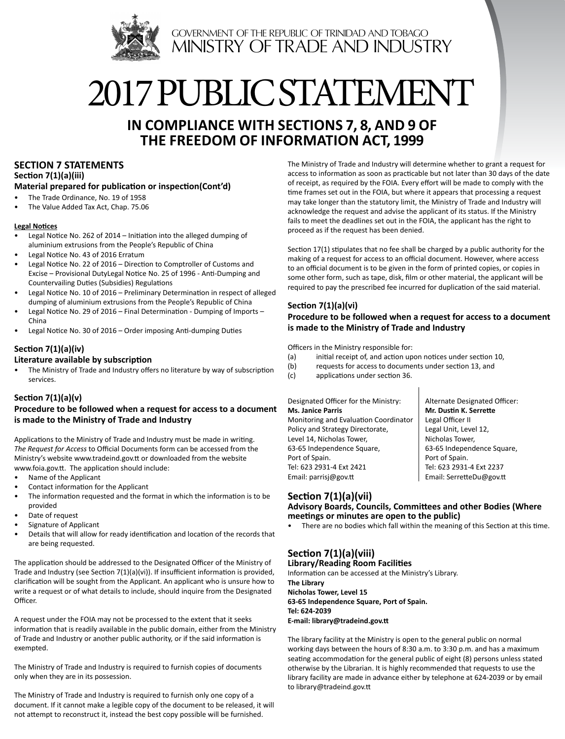GOVERNMENT OF THE REPUBLIC OF TRINIDAD AND TOBAGO
MINISTRY OF TRADE AND INDUSTRY

# 2017 PUBLIC STATEMENT

## IN COMPLIANCE WITH SECTIONS 7, 8, AND 9 OF THE FREEDOM OF INFORMATION ACT, 1999

## SECTION 7 STATEMENTS

### Section 7(1)(a)(iii)
### Material prepared for publication or inspection(Cont'd)

- The Trade Ordinance, No. 19 of 1958
- The Value Added Tax Act, Chap. 75.06

**Legal Notices**

- Legal Notice No. 262 of 2014 – Initiation into the alleged dumping of aluminium extrusions from the People's Republic of China
- Legal Notice No. 43 of 2016 Erratum
- Legal Notice No. 22 of 2016 – Direction to Comptroller of Customs and Excise – Provisional DutyLegal Notice No. 25 of 1996 - Anti-Dumping and Countervailing Duties (Subsidies) Regulations
- Legal Notice No. 10 of 2016 – Preliminary Determination in respect of alleged dumping of aluminium extrusions from the People's Republic of China
- Legal Notice No. 29 of 2016 – Final Determination - Dumping of Imports – China
- Legal Notice No. 30 of 2016 – Order imposing Anti-dumping Duties

### Section 7(1)(a)(iv)
### Literature available by subscription

- The Ministry of Trade and Industry offers no literature by way of subscription services.

### Section 7(1)(a)(v)
### Procedure to be followed when a request for access to a document is made to the Ministry of Trade and Industry

Applications to the Ministry of Trade and Industry must be made in writing. *The Request for Access* to Official Documents form can be accessed from the Ministry's website www.tradeind.gov.tt or downloaded from the website www.foia.gov.tt. The application should include:

- Name of the Applicant
- Contact information for the Applicant
- The information requested and the format in which the information is to be provided
- Date of request
- Signature of Applicant
- Details that will allow for ready identification and location of the records that are being requested.

The application should be addressed to the Designated Officer of the Ministry of Trade and Industry (see Section 7(1)(a)(vi)). If insufficient information is provided, clarification will be sought from the Applicant. An applicant who is unsure how to write a request or of what details to include, should inquire from the Designated Officer.

A request under the FOIA may not be processed to the extent that it seeks information that is readily available in the public domain, either from the Ministry of Trade and Industry or another public authority, or if the said information is exempted.

The Ministry of Trade and Industry is required to furnish copies of documents only when they are in its possession.

The Ministry of Trade and Industry is required to furnish only one copy of a document. If it cannot make a legible copy of the document to be released, it will not attempt to reconstruct it, instead the best copy possible will be furnished.

The Ministry of Trade and Industry will determine whether to grant a request for access to information as soon as practicable but not later than 30 days of the date of receipt, as required by the FOIA. Every effort will be made to comply with the time frames set out in the FOIA, but where it appears that processing a request may take longer than the statutory limit, the Ministry of Trade and Industry will acknowledge the request and advise the applicant of its status. If the Ministry fails to meet the deadlines set out in the FOIA, the applicant has the right to proceed as if the request has been denied.

Section 17(1) stipulates that no fee shall be charged by a public authority for the making of a request for access to an official document. However, where access to an official document is to be given in the form of printed copies, or copies in some other form, such as tape, disk, film or other material, the applicant will be required to pay the prescribed fee incurred for duplication of the said material.

### Section 7(1)(a)(vi)
### Procedure to be followed when a request for access to a document is made to the Ministry of Trade and Industry

Officers in the Ministry responsible for:

(a) initial receipt of, and action upon notices under section 10,
(b) requests for access to documents under section 13, and
(c) applications under section 36.

Designated Officer for the Ministry:
**Ms. Janice Parris**
Monitoring and Evaluation Coordinator
Policy and Strategy Directorate,
Level 14, Nicholas Tower,
63-65 Independence Square,
Port of Spain.
Tel: 623 2931-4 Ext 2421
Email: parrisj@gov.tt

Alternate Designated Officer:
**Mr. Dustin K. Serrette**
Legal Officer II
Legal Unit, Level 12,
Nicholas Tower,
63-65 Independence Square,
Port of Spain.
Tel: 623 2931-4 Ext 2237
Email: SerretteDu@gov.tt

### Section 7(1)(a)(vii)
### Advisory Boards, Councils, Committees and other Bodies (Where meetings or minutes are open to the public)

- There are no bodies which fall within the meaning of this Section at this time.

### Section 7(1)(a)(viii)
### Library/Reading Room Facilities

Information can be accessed at the Ministry's Library.

**The Library**
**Nicholas Tower, Level 15**
**63-65 Independence Square, Port of Spain.**
**Tel: 624-2039**
**E-mail: library@tradeind.gov.tt**

The library facility at the Ministry is open to the general public on normal working days between the hours of 8:30 a.m. to 3:30 p.m. and has a maximum seating accommodation for the general public of eight (8) persons unless stated otherwise by the Librarian. It is highly recommended that requests to use the library facility are made in advance either by telephone at 624-2039 or by email to library@tradeind.gov.tt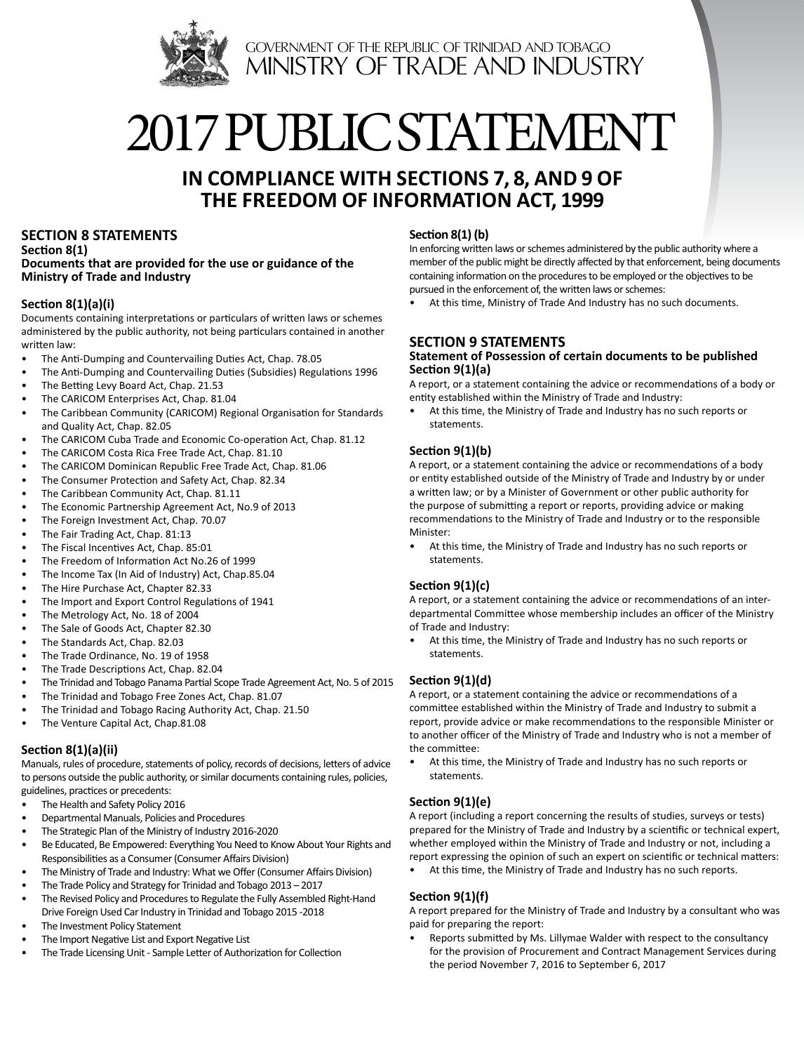GOVERNMENT OF THE REPUBLIC OF TRINIDAD AND TOBAGO
MINISTRY OF TRADE AND INDUSTRY

# 2017 PUBLIC STATEMENT

## IN COMPLIANCE WITH SECTIONS 7, 8, AND 9 OF THE FREEDOM OF INFORMATION ACT, 1999

## SECTION 8 STATEMENTS

**Section 8(1)**
**Documents that are provided for the use or guidance of the Ministry of Trade and Industry**

### Section 8(1)(a)(i)

Documents containing interpretations or particulars of written laws or schemes administered by the public authority, not being particulars contained in another written law:

- The Anti-Dumping and Countervailing Duties Act, Chap. 78.05
- The Anti-Dumping and Countervailing Duties (Subsidies) Regulations 1996
- The Betting Levy Board Act, Chap. 21.53
- The CARICOM Enterprises Act, Chap. 81.04
- The Caribbean Community (CARICOM) Regional Organisation for Standards and Quality Act, Chap. 82.05
- The CARICOM Cuba Trade and Economic Co-operation Act, Chap. 81.12
- The CARICOM Costa Rica Free Trade Act, Chap. 81.10
- The CARICOM Dominican Republic Free Trade Act, Chap. 81.06
- The Consumer Protection and Safety Act, Chap. 82.34
- The Caribbean Community Act, Chap. 81.11
- The Economic Partnership Agreement Act, No.9 of 2013
- The Foreign Investment Act, Chap. 70.07
- The Fair Trading Act, Chap. 81:13
- The Fiscal Incentives Act, Chap. 85:01
- The Freedom of Information Act No.26 of 1999
- The Income Tax (In Aid of Industry) Act, Chap.85.04
- The Hire Purchase Act, Chapter 82.33
- The Import and Export Control Regulations of 1941
- The Metrology Act, No. 18 of 2004
- The Sale of Goods Act, Chapter 82.30
- The Standards Act, Chap. 82.03
- The Trade Ordinance, No. 19 of 1958
- The Trade Descriptions Act, Chap. 82.04
- The Trinidad and Tobago Panama Partial Scope Trade Agreement Act, No. 5 of 2015
- The Trinidad and Tobago Free Zones Act, Chap. 81.07
- The Trinidad and Tobago Racing Authority Act, Chap. 21.50
- The Venture Capital Act, Chap.81.08

### Section 8(1)(a)(ii)

Manuals, rules of procedure, statements of policy, records of decisions, letters of advice to persons outside the public authority, or similar documents containing rules, policies, guidelines, practices or precedents:

- The Health and Safety Policy 2016
- Departmental Manuals, Policies and Procedures
- The Strategic Plan of the Ministry of Industry 2016-2020
- Be Educated, Be Empowered: Everything You Need to Know About Your Rights and Responsibilities as a Consumer (Consumer Affairs Division)
- The Ministry of Trade and Industry: What we Offer (Consumer Affairs Division)
- The Trade Policy and Strategy for Trinidad and Tobago 2013 – 2017
- The Revised Policy and Procedures to Regulate the Fully Assembled Right-Hand Drive Foreign Used Car Industry in Trinidad and Tobago 2015 -2018
- The Investment Policy Statement
- The Import Negative List and Export Negative List
- The Trade Licensing Unit - Sample Letter of Authorization for Collection

### Section 8(1) (b)

In enforcing written laws or schemes administered by the public authority where a member of the public might be directly affected by that enforcement, being documents containing information on the procedures to be employed or the objectives to be pursued in the enforcement of, the written laws or schemes:

- At this time, Ministry of Trade And Industry has no such documents.

## SECTION 9 STATEMENTS

**Statement of Possession of certain documents to be published**

### Section 9(1)(a)

A report, or a statement containing the advice or recommendations of a body or entity established within the Ministry of Trade and Industry:

- At this time, the Ministry of Trade and Industry has no such reports or statements.

### Section 9(1)(b)

A report, or a statement containing the advice or recommendations of a body or entity established outside of the Ministry of Trade and Industry by or under a written law; or by a Minister of Government or other public authority for the purpose of submitting a report or reports, providing advice or making recommendations to the Ministry of Trade and Industry or to the responsible Minister:

- At this time, the Ministry of Trade and Industry has no such reports or statements.

### Section 9(1)(c)

A report, or a statement containing the advice or recommendations of an inter-departmental Committee whose membership includes an officer of the Ministry of Trade and Industry:

- At this time, the Ministry of Trade and Industry has no such reports or statements.

### Section 9(1)(d)

A report, or a statement containing the advice or recommendations of a committee established within the Ministry of Trade and Industry to submit a report, provide advice or make recommendations to the responsible Minister or to another officer of the Ministry of Trade and Industry who is not a member of the committee:

- At this time, the Ministry of Trade and Industry has no such reports or statements.

### Section 9(1)(e)

A report (including a report concerning the results of studies, surveys or tests) prepared for the Ministry of Trade and Industry by a scientific or technical expert, whether employed within the Ministry of Trade and Industry or not, including a report expressing the opinion of such an expert on scientific or technical matters:

- At this time, the Ministry of Trade and Industry has no such reports.

### Section 9(1)(f)

A report prepared for the Ministry of Trade and Industry by a consultant who was paid for preparing the report:

- Reports submitted by Ms. Lillymae Walder with respect to the consultancy for the provision of Procurement and Contract Management Services during the period November 7, 2016 to September 6, 2017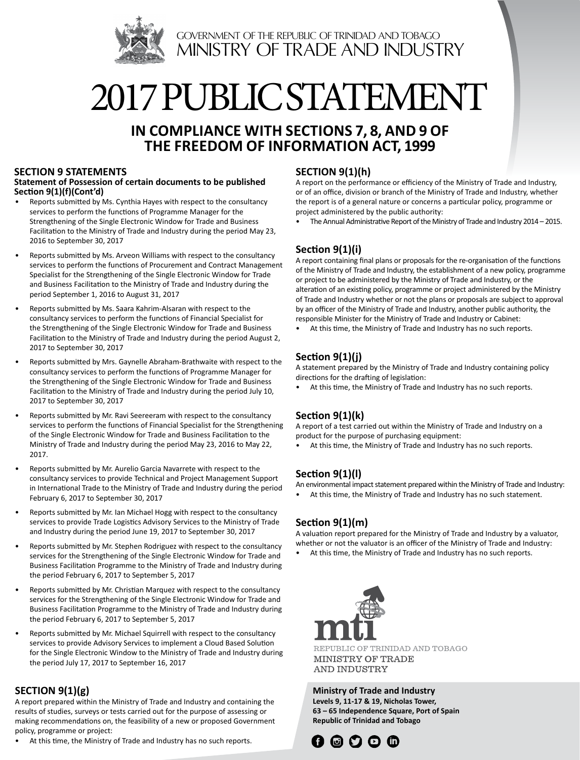GOVERNMENT OF THE REPUBLIC OF TRINIDAD AND TOBAGO
MINISTRY OF TRADE AND INDUSTRY

# 2017 PUBLIC STATEMENT

## IN COMPLIANCE WITH SECTIONS 7, 8, AND 9 OF THE FREEDOM OF INFORMATION ACT, 1999

### SECTION 9 STATEMENTS

**Statement of Possession of certain documents to be published Section 9(1)(f)(Cont'd)**

- Reports submitted by Ms. Cynthia Hayes with respect to the consultancy services to perform the functions of Programme Manager for the Strengthening of the Single Electronic Window for Trade and Business Facilitation to the Ministry of Trade and Industry during the period May 23, 2016 to September 30, 2017
- Reports submitted by Ms. Arveon Williams with respect to the consultancy services to perform the functions of Procurement and Contract Management Specialist for the Strengthening of the Single Electronic Window for Trade and Business Facilitation to the Ministry of Trade and Industry during the period September 1, 2016 to August 31, 2017
- Reports submitted by Ms. Saara Kahrim-Alsaran with respect to the consultancy services to perform the functions of Financial Specialist for the Strengthening of the Single Electronic Window for Trade and Business Facilitation to the Ministry of Trade and Industry during the period August 2, 2017 to September 30, 2017
- Reports submitted by Mrs. Gaynelle Abraham-Brathwaite with respect to the consultancy services to perform the functions of Programme Manager for the Strengthening of the Single Electronic Window for Trade and Business Facilitation to the Ministry of Trade and Industry during the period July 10, 2017 to September 30, 2017
- Reports submitted by Mr. Ravi Seereeram with respect to the consultancy services to perform the functions of Financial Specialist for the Strengthening of the Single Electronic Window for Trade and Business Facilitation to the Ministry of Trade and Industry during the period May 23, 2016 to May 22, 2017.
- Reports submitted by Mr. Aurelio Garcia Navarrete with respect to the consultancy services to provide Technical and Project Management Support in International Trade to the Ministry of Trade and Industry during the period February 6, 2017 to September 30, 2017
- Reports submitted by Mr. Ian Michael Hogg with respect to the consultancy services to provide Trade Logistics Advisory Services to the Ministry of Trade and Industry during the period June 19, 2017 to September 30, 2017
- Reports submitted by Mr. Stephen Rodriguez with respect to the consultancy services for the Strengthening of the Single Electronic Window for Trade and Business Facilitation Programme to the Ministry of Trade and Industry during the period February 6, 2017 to September 5, 2017
- Reports submitted by Mr. Christian Marquez with respect to the consultancy services for the Strengthening of the Single Electronic Window for Trade and Business Facilitation Programme to the Ministry of Trade and Industry during the period February 6, 2017 to September 5, 2017
- Reports submitted by Mr. Michael Squirrell with respect to the consultancy services to provide Advisory Services to implement a Cloud Based Solution for the Single Electronic Window to the Ministry of Trade and Industry during the period July 17, 2017 to September 16, 2017

### SECTION 9(1)(g)

A report prepared within the Ministry of Trade and Industry and containing the results of studies, surveys or tests carried out for the purpose of assessing or making recommendations on, the feasibility of a new or proposed Government policy, programme or project:

- At this time, the Ministry of Trade and Industry has no such reports.

### SECTION 9(1)(h)

A report on the performance or efficiency of the Ministry of Trade and Industry, or of an office, division or branch of the Ministry of Trade and Industry, whether the report is of a general nature or concerns a particular policy, programme or project administered by the public authority:

- The Annual Administrative Report of the Ministry of Trade and Industry 2014 – 2015.

### Section 9(1)(i)

A report containing final plans or proposals for the re-organisation of the functions of the Ministry of Trade and Industry, the establishment of a new policy, programme or project to be administered by the Ministry of Trade and Industry, or the alteration of an existing policy, programme or project administered by the Ministry of Trade and Industry whether or not the plans or proposals are subject to approval by an officer of the Ministry of Trade and Industry, another public authority, the responsible Minister for the Ministry of Trade and Industry or Cabinet:

- At this time, the Ministry of Trade and Industry has no such reports.

### Section 9(1)(j)

A statement prepared by the Ministry of Trade and Industry containing policy directions for the drafting of legislation:

- At this time, the Ministry of Trade and Industry has no such reports.

### Section 9(1)(k)

A report of a test carried out within the Ministry of Trade and Industry on a product for the purpose of purchasing equipment:

- At this time, the Ministry of Trade and Industry has no such reports.

### Section 9(1)(l)

An environmental impact statement prepared within the Ministry of Trade and Industry:

- At this time, the Ministry of Trade and Industry has no such statement.

### Section 9(1)(m)

A valuation report prepared for the Ministry of Trade and Industry by a valuator, whether or not the valuator is an officer of the Ministry of Trade and Industry:

- At this time, the Ministry of Trade and Industry has no such reports.

mti
REPUBLIC OF TRINIDAD AND TOBAGO
MINISTRY OF TRADE AND INDUSTRY

**Ministry of Trade and Industry**
**Levels 9, 11-17 & 19, Nicholas Tower,**
**63 – 65 Independence Square, Port of Spain**
**Republic of Trinidad and Tobago**